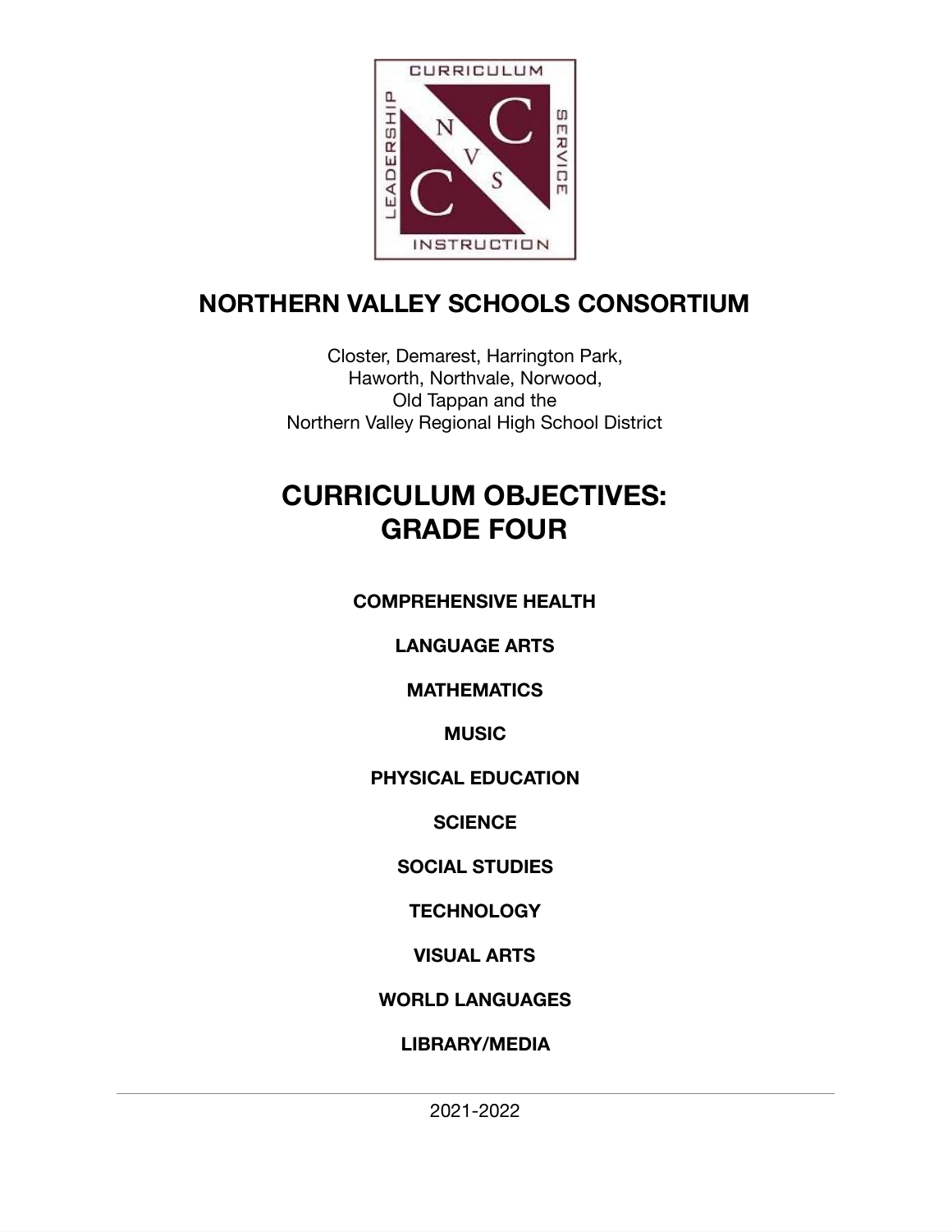# NORTHERN VALLEY SCHOOLS CONSORTIUM

Closter, Demarest, Harrington Park,
Haworth, Northvale, Norwood,
Old Tappan and the
Northern Valley Regional High School District

# CURRICULUM OBJECTIVES: GRADE FOUR

**COMPREHENSIVE HEALTH**

**LANGUAGE ARTS**

**MATHEMATICS**

**MUSIC**

**PHYSICAL EDUCATION**

**SCIENCE**

**SOCIAL STUDIES**

**TECHNOLOGY**

**VISUAL ARTS**

**WORLD LANGUAGES**

**LIBRARY/MEDIA**

2021-2022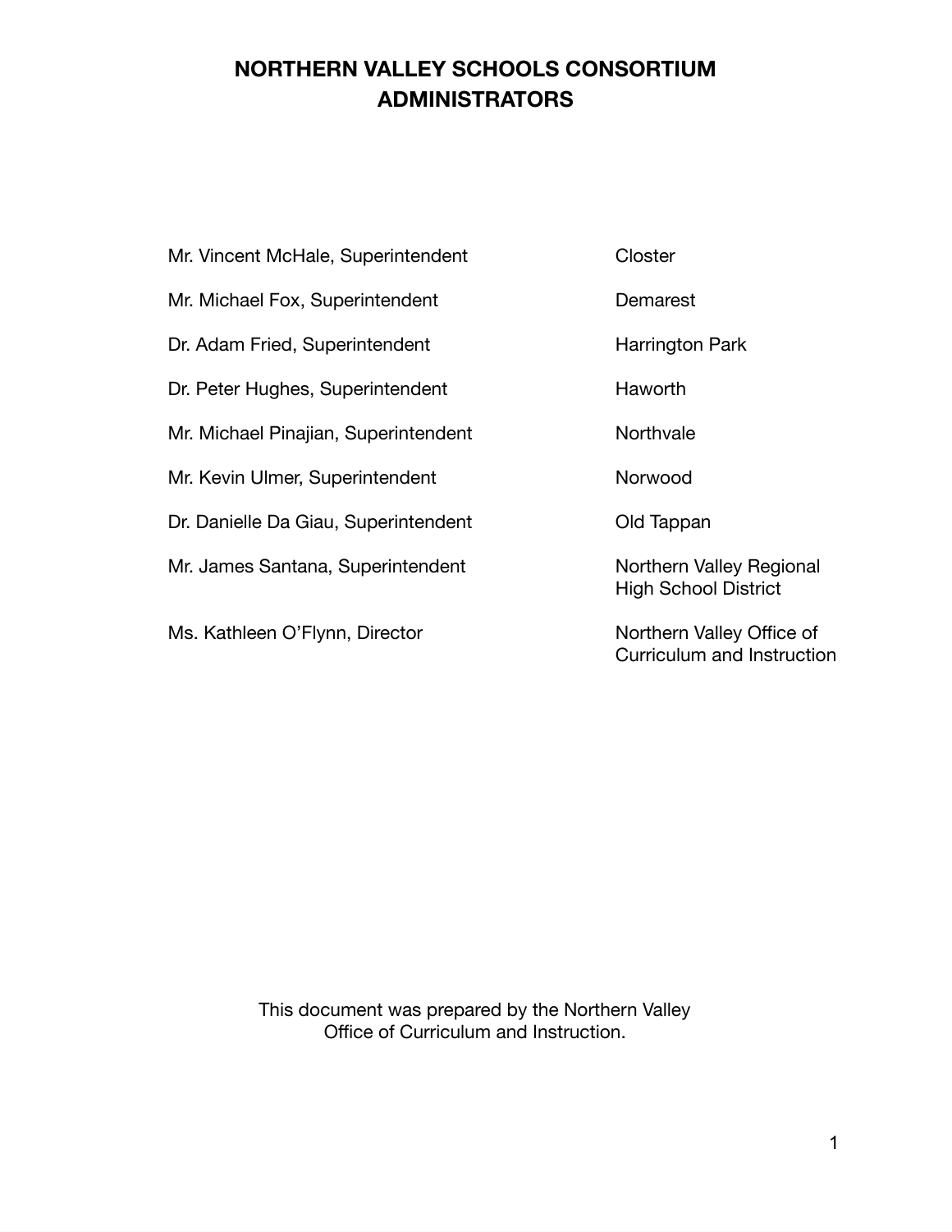# NORTHERN VALLEY SCHOOLS CONSORTIUM ADMINISTRATORS

| | |
|---|---|
| Mr. Vincent McHale, Superintendent | Closter |
| Mr. Michael Fox, Superintendent | Demarest |
| Dr. Adam Fried, Superintendent | Harrington Park |
| Dr. Peter Hughes, Superintendent | Haworth |
| Mr. Michael Pinajian, Superintendent | Northvale |
| Mr. Kevin Ulmer, Superintendent | Norwood |
| Dr. Danielle Da Giau, Superintendent | Old Tappan |
| Mr. James Santana, Superintendent | Northern Valley Regional High School District |
| Ms. Kathleen O'Flynn, Director | Northern Valley Office of Curriculum and Instruction |

This document was prepared by the Northern Valley Office of Curriculum and Instruction.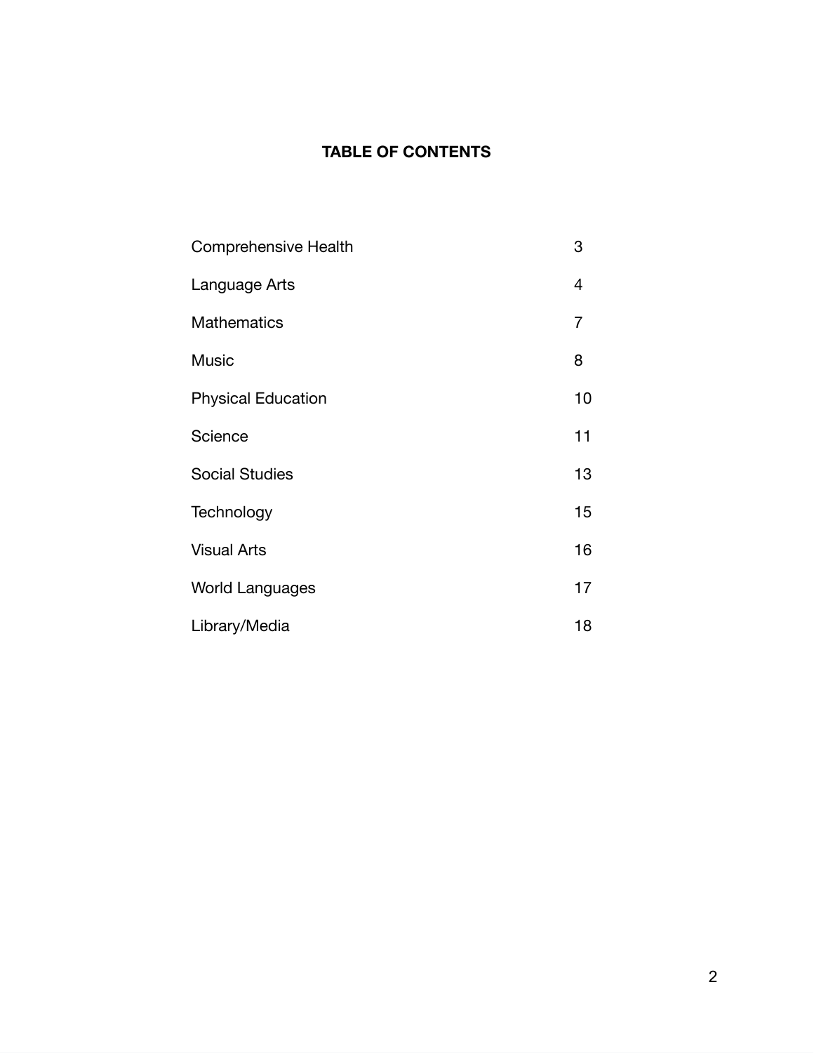# TABLE OF CONTENTS

| | |
|---|---|
| Comprehensive Health | 3 |
| Language Arts | 4 |
| Mathematics | 7 |
| Music | 8 |
| Physical Education | 10 |
| Science | 11 |
| Social Studies | 13 |
| Technology | 15 |
| Visual Arts | 16 |
| World Languages | 17 |
| Library/Media | 18 |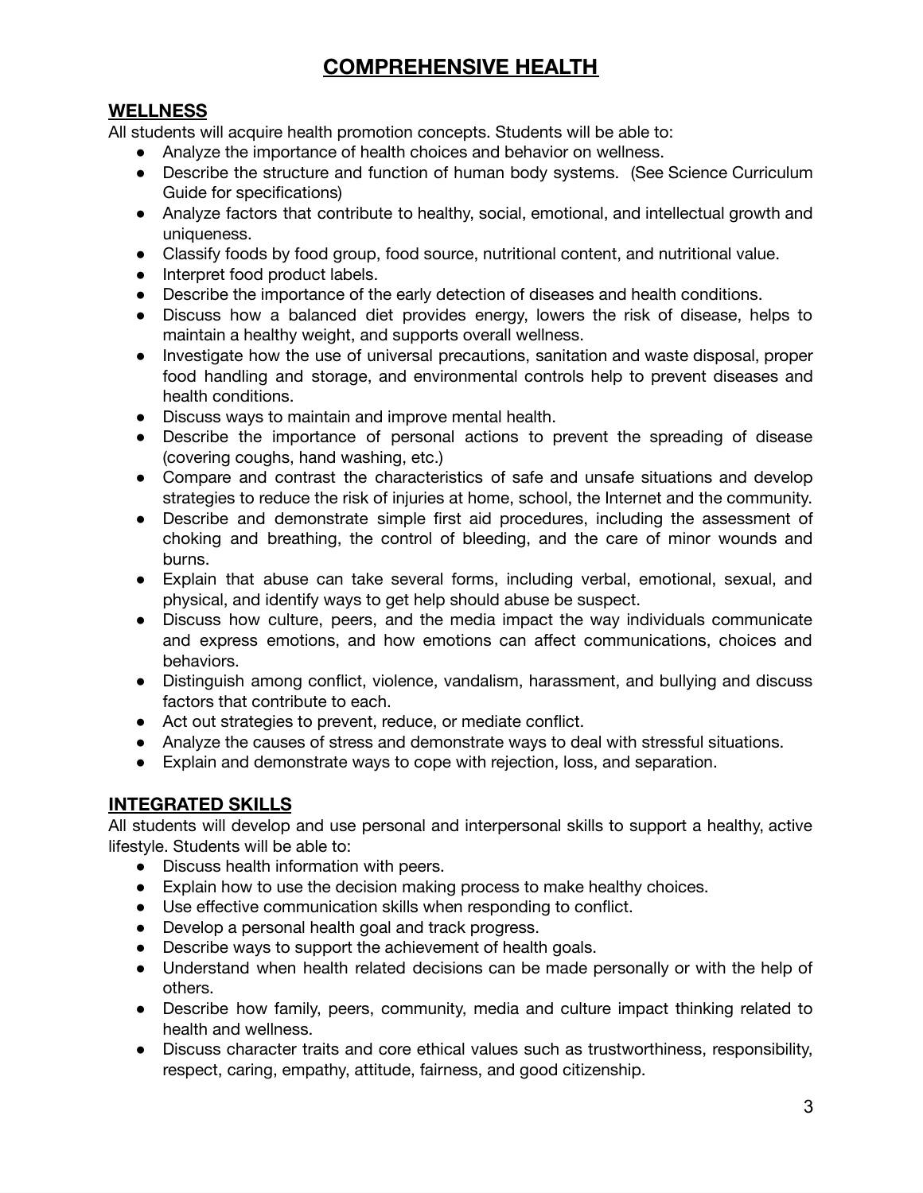# COMPREHENSIVE HEALTH

## WELLNESS

All students will acquire health promotion concepts. Students will be able to:

- Analyze the importance of health choices and behavior on wellness.
- Describe the structure and function of human body systems. (See Science Curriculum Guide for specifications)
- Analyze factors that contribute to healthy, social, emotional, and intellectual growth and uniqueness.
- Classify foods by food group, food source, nutritional content, and nutritional value.
- Interpret food product labels.
- Describe the importance of the early detection of diseases and health conditions.
- Discuss how a balanced diet provides energy, lowers the risk of disease, helps to maintain a healthy weight, and supports overall wellness.
- Investigate how the use of universal precautions, sanitation and waste disposal, proper food handling and storage, and environmental controls help to prevent diseases and health conditions.
- Discuss ways to maintain and improve mental health.
- Describe the importance of personal actions to prevent the spreading of disease (covering coughs, hand washing, etc.)
- Compare and contrast the characteristics of safe and unsafe situations and develop strategies to reduce the risk of injuries at home, school, the Internet and the community.
- Describe and demonstrate simple first aid procedures, including the assessment of choking and breathing, the control of bleeding, and the care of minor wounds and burns.
- Explain that abuse can take several forms, including verbal, emotional, sexual, and physical, and identify ways to get help should abuse be suspect.
- Discuss how culture, peers, and the media impact the way individuals communicate and express emotions, and how emotions can affect communications, choices and behaviors.
- Distinguish among conflict, violence, vandalism, harassment, and bullying and discuss factors that contribute to each.
- Act out strategies to prevent, reduce, or mediate conflict.
- Analyze the causes of stress and demonstrate ways to deal with stressful situations.
- Explain and demonstrate ways to cope with rejection, loss, and separation.

## INTEGRATED SKILLS

All students will develop and use personal and interpersonal skills to support a healthy, active lifestyle. Students will be able to:

- Discuss health information with peers.
- Explain how to use the decision making process to make healthy choices.
- Use effective communication skills when responding to conflict.
- Develop a personal health goal and track progress.
- Describe ways to support the achievement of health goals.
- Understand when health related decisions can be made personally or with the help of others.
- Describe how family, peers, community, media and culture impact thinking related to health and wellness.
- Discuss character traits and core ethical values such as trustworthiness, responsibility, respect, caring, empathy, attitude, fairness, and good citizenship.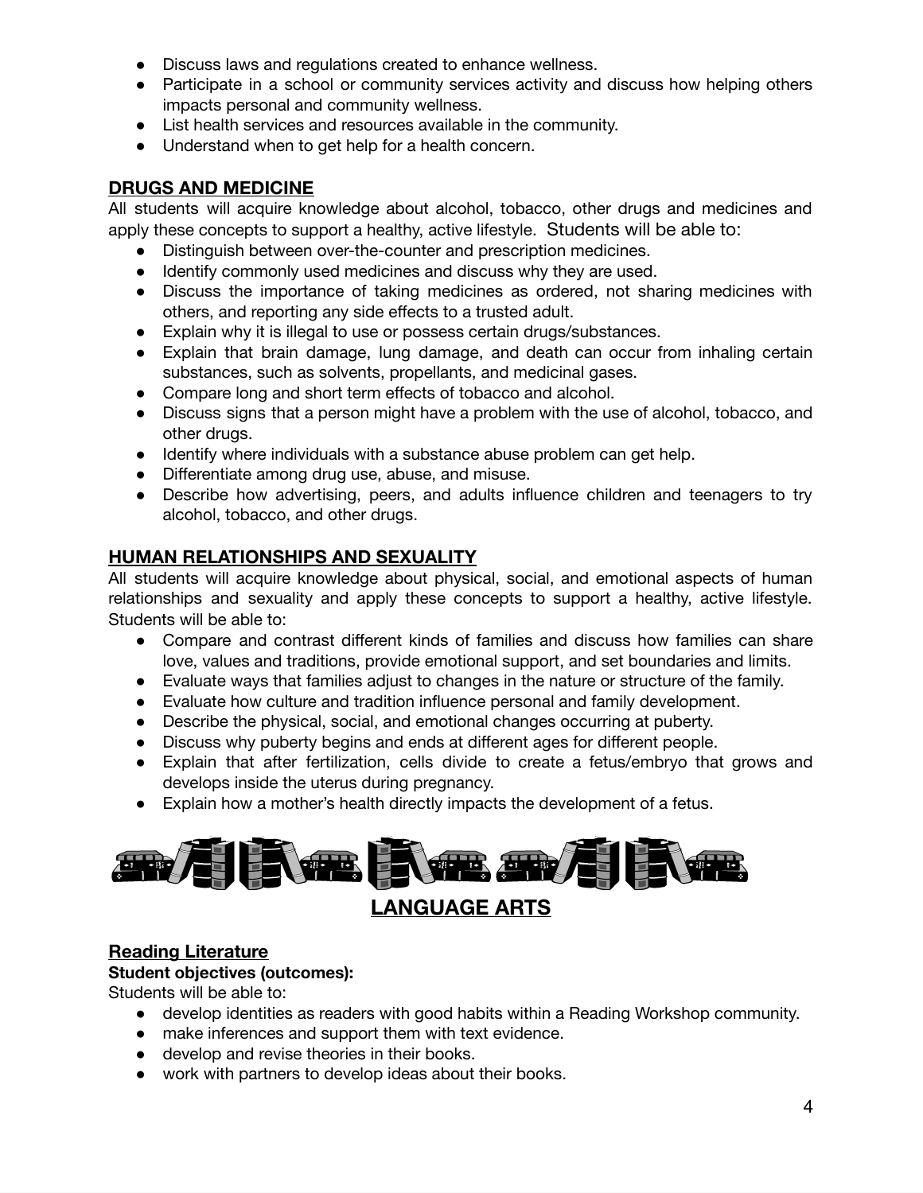- Discuss laws and regulations created to enhance wellness.
- Participate in a school or community services activity and discuss how helping others impacts personal and community wellness.
- List health services and resources available in the community.
- Understand when to get help for a health concern.

## DRUGS AND MEDICINE

All students will acquire knowledge about alcohol, tobacco, other drugs and medicines and apply these concepts to support a healthy, active lifestyle. Students will be able to:

- Distinguish between over-the-counter and prescription medicines.
- Identify commonly used medicines and discuss why they are used.
- Discuss the importance of taking medicines as ordered, not sharing medicines with others, and reporting any side effects to a trusted adult.
- Explain why it is illegal to use or possess certain drugs/substances.
- Explain that brain damage, lung damage, and death can occur from inhaling certain substances, such as solvents, propellants, and medicinal gases.
- Compare long and short term effects of tobacco and alcohol.
- Discuss signs that a person might have a problem with the use of alcohol, tobacco, and other drugs.
- Identify where individuals with a substance abuse problem can get help.
- Differentiate among drug use, abuse, and misuse.
- Describe how advertising, peers, and adults influence children and teenagers to try alcohol, tobacco, and other drugs.

## HUMAN RELATIONSHIPS AND SEXUALITY

All students will acquire knowledge about physical, social, and emotional aspects of human relationships and sexuality and apply these concepts to support a healthy, active lifestyle. Students will be able to:

- Compare and contrast different kinds of families and discuss how families can share love, values and traditions, provide emotional support, and set boundaries and limits.
- Evaluate ways that families adjust to changes in the nature or structure of the family.
- Evaluate how culture and tradition influence personal and family development.
- Describe the physical, social, and emotional changes occurring at puberty.
- Discuss why puberty begins and ends at different ages for different people.
- Explain that after fertilization, cells divide to create a fetus/embryo that grows and develops inside the uterus during pregnancy.
- Explain how a mother's health directly impacts the development of a fetus.

# LANGUAGE ARTS

### Reading Literature

**Student objectives (outcomes):**

Students will be able to:

- develop identities as readers with good habits within a Reading Workshop community.
- make inferences and support them with text evidence.
- develop and revise theories in their books.
- work with partners to develop ideas about their books.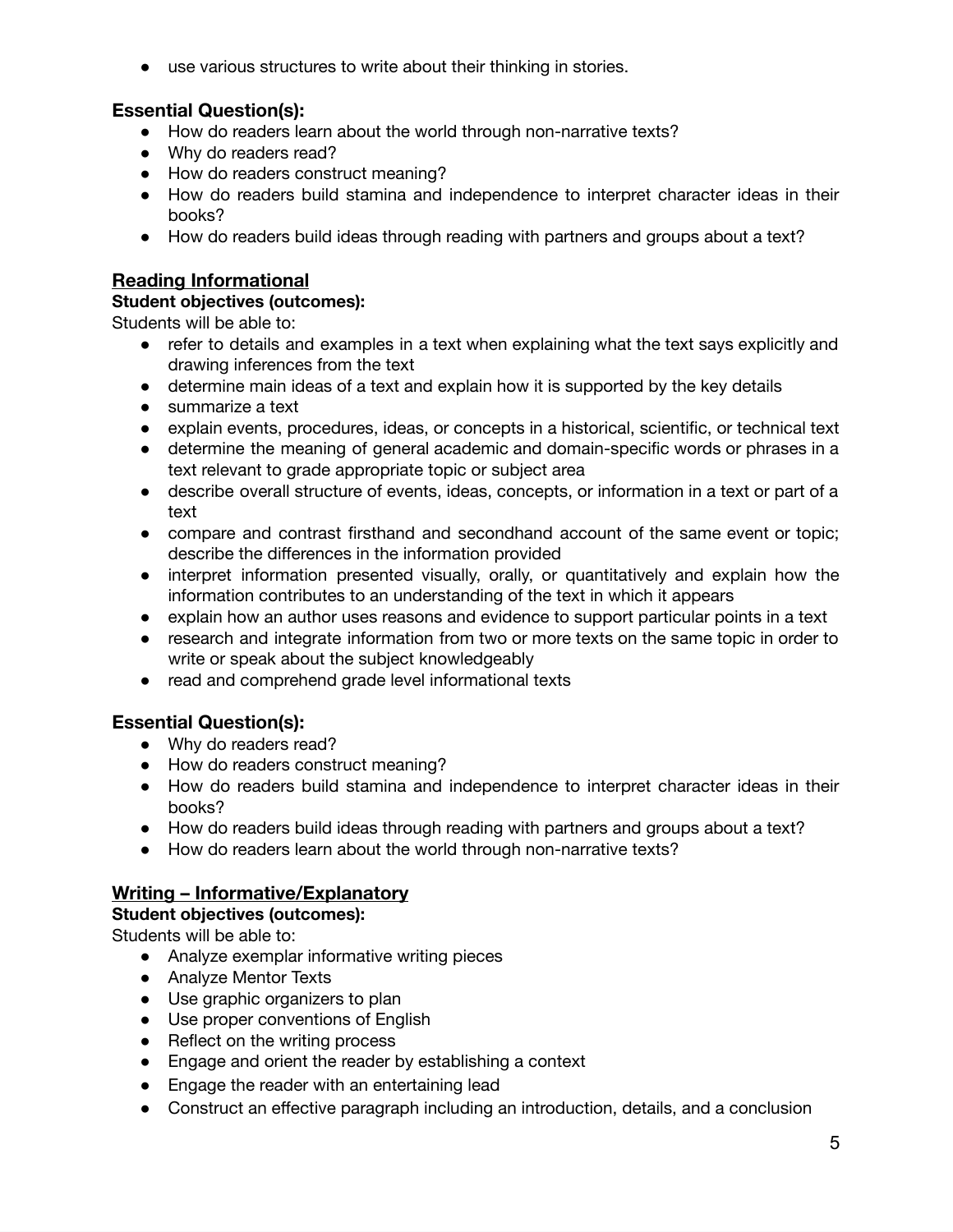- use various structures to write about their thinking in stories.

### Essential Question(s):

- How do readers learn about the world through non-narrative texts?
- Why do readers read?
- How do readers construct meaning?
- How do readers build stamina and independence to interpret character ideas in their books?
- How do readers build ideas through reading with partners and groups about a text?

## Reading Informational

**Student objectives (outcomes):**

Students will be able to:

- refer to details and examples in a text when explaining what the text says explicitly and drawing inferences from the text
- determine main ideas of a text and explain how it is supported by the key details
- summarize a text
- explain events, procedures, ideas, or concepts in a historical, scientific, or technical text
- determine the meaning of general academic and domain-specific words or phrases in a text relevant to grade appropriate topic or subject area
- describe overall structure of events, ideas, concepts, or information in a text or part of a text
- compare and contrast firsthand and secondhand account of the same event or topic; describe the differences in the information provided
- interpret information presented visually, orally, or quantitatively and explain how the information contributes to an understanding of the text in which it appears
- explain how an author uses reasons and evidence to support particular points in a text
- research and integrate information from two or more texts on the same topic in order to write or speak about the subject knowledgeably
- read and comprehend grade level informational texts

### Essential Question(s):

- Why do readers read?
- How do readers construct meaning?
- How do readers build stamina and independence to interpret character ideas in their books?
- How do readers build ideas through reading with partners and groups about a text?
- How do readers learn about the world through non-narrative texts?

## Writing – Informative/Explanatory

**Student objectives (outcomes):**

Students will be able to:

- Analyze exemplar informative writing pieces
- Analyze Mentor Texts
- Use graphic organizers to plan
- Use proper conventions of English
- Reflect on the writing process
- Engage and orient the reader by establishing a context
- Engage the reader with an entertaining lead
- Construct an effective paragraph including an introduction, details, and a conclusion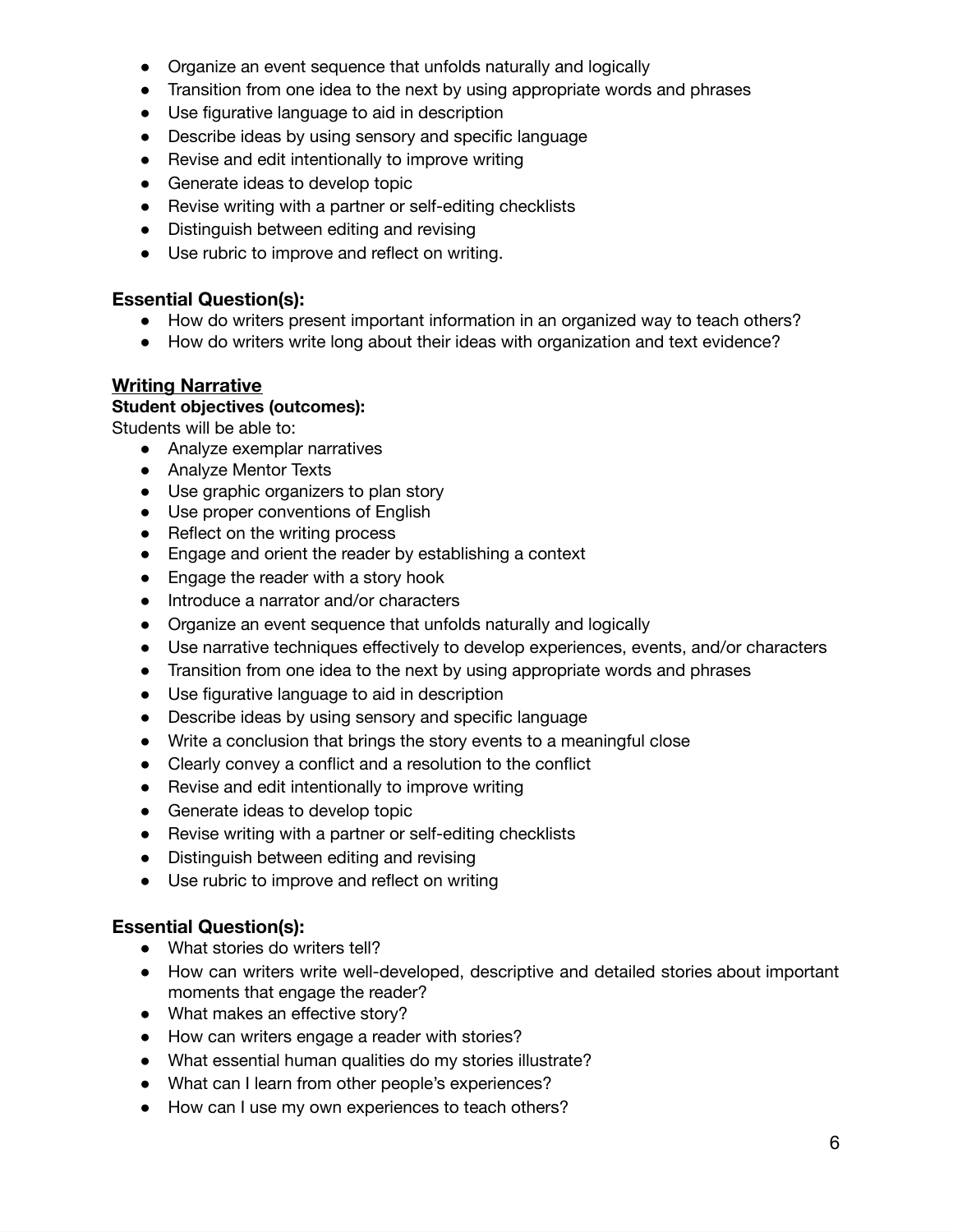- Organize an event sequence that unfolds naturally and logically
- Transition from one idea to the next by using appropriate words and phrases
- Use figurative language to aid in description
- Describe ideas by using sensory and specific language
- Revise and edit intentionally to improve writing
- Generate ideas to develop topic
- Revise writing with a partner or self-editing checklists
- Distinguish between editing and revising
- Use rubric to improve and reflect on writing.

### Essential Question(s):

- How do writers present important information in an organized way to teach others?
- How do writers write long about their ideas with organization and text evidence?

## Writing Narrative

**Student objectives (outcomes):**

Students will be able to:

- Analyze exemplar narratives
- Analyze Mentor Texts
- Use graphic organizers to plan story
- Use proper conventions of English
- Reflect on the writing process
- Engage and orient the reader by establishing a context
- Engage the reader with a story hook
- Introduce a narrator and/or characters
- Organize an event sequence that unfolds naturally and logically
- Use narrative techniques effectively to develop experiences, events, and/or characters
- Transition from one idea to the next by using appropriate words and phrases
- Use figurative language to aid in description
- Describe ideas by using sensory and specific language
- Write a conclusion that brings the story events to a meaningful close
- Clearly convey a conflict and a resolution to the conflict
- Revise and edit intentionally to improve writing
- Generate ideas to develop topic
- Revise writing with a partner or self-editing checklists
- Distinguish between editing and revising
- Use rubric to improve and reflect on writing

### Essential Question(s):

- What stories do writers tell?
- How can writers write well-developed, descriptive and detailed stories about important moments that engage the reader?
- What makes an effective story?
- How can writers engage a reader with stories?
- What essential human qualities do my stories illustrate?
- What can I learn from other people's experiences?
- How can I use my own experiences to teach others?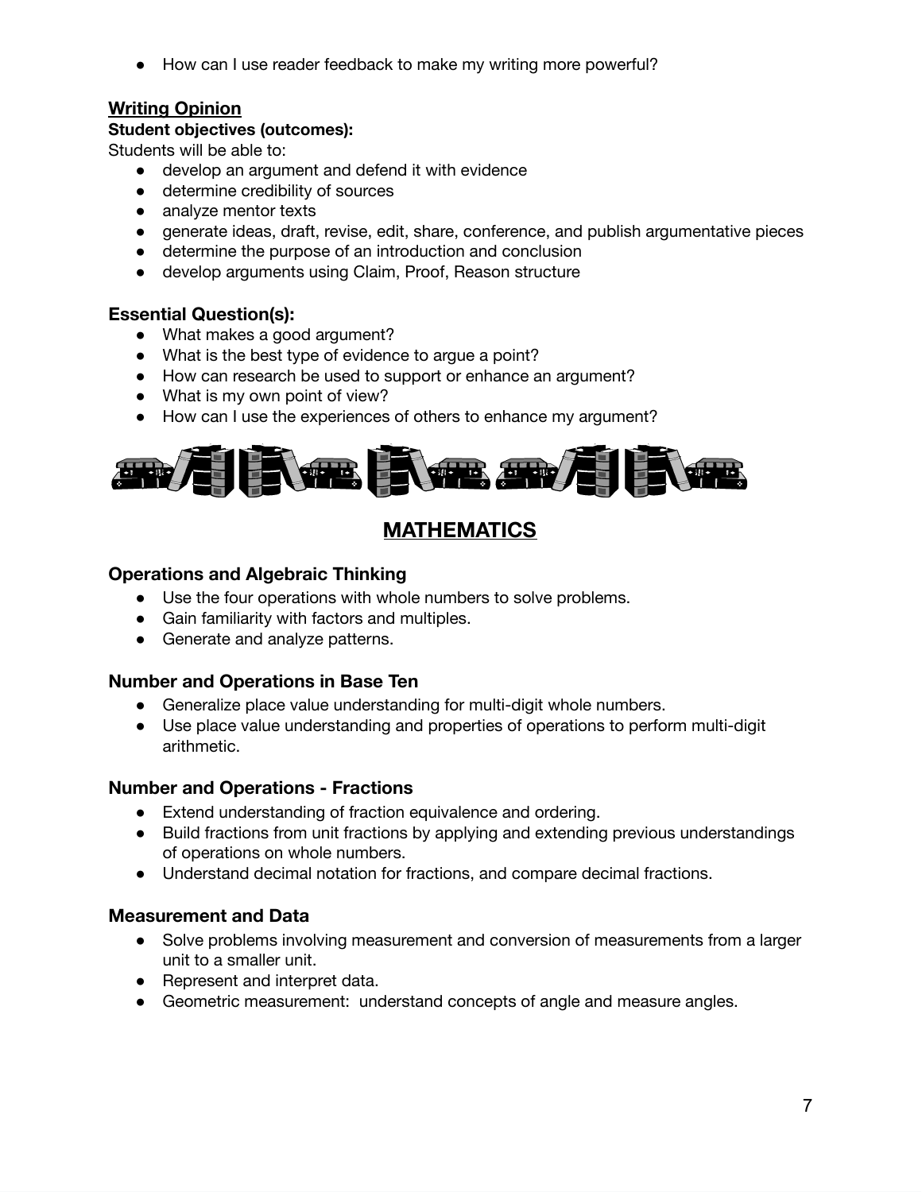- How can I use reader feedback to make my writing more powerful?

### Writing Opinion

**Student objectives (outcomes):**

Students will be able to:

- develop an argument and defend it with evidence
- determine credibility of sources
- analyze mentor texts
- generate ideas, draft, revise, edit, share, conference, and publish argumentative pieces
- determine the purpose of an introduction and conclusion
- develop arguments using Claim, Proof, Reason structure

### Essential Question(s):

- What makes a good argument?
- What is the best type of evidence to argue a point?
- How can research be used to support or enhance an argument?
- What is my own point of view?
- How can I use the experiences of others to enhance my argument?

## MATHEMATICS

### Operations and Algebraic Thinking

- Use the four operations with whole numbers to solve problems.
- Gain familiarity with factors and multiples.
- Generate and analyze patterns.

### Number and Operations in Base Ten

- Generalize place value understanding for multi-digit whole numbers.
- Use place value understanding and properties of operations to perform multi-digit arithmetic.

### Number and Operations - Fractions

- Extend understanding of fraction equivalence and ordering.
- Build fractions from unit fractions by applying and extending previous understandings of operations on whole numbers.
- Understand decimal notation for fractions, and compare decimal fractions.

### Measurement and Data

- Solve problems involving measurement and conversion of measurements from a larger unit to a smaller unit.
- Represent and interpret data.
- Geometric measurement: understand concepts of angle and measure angles.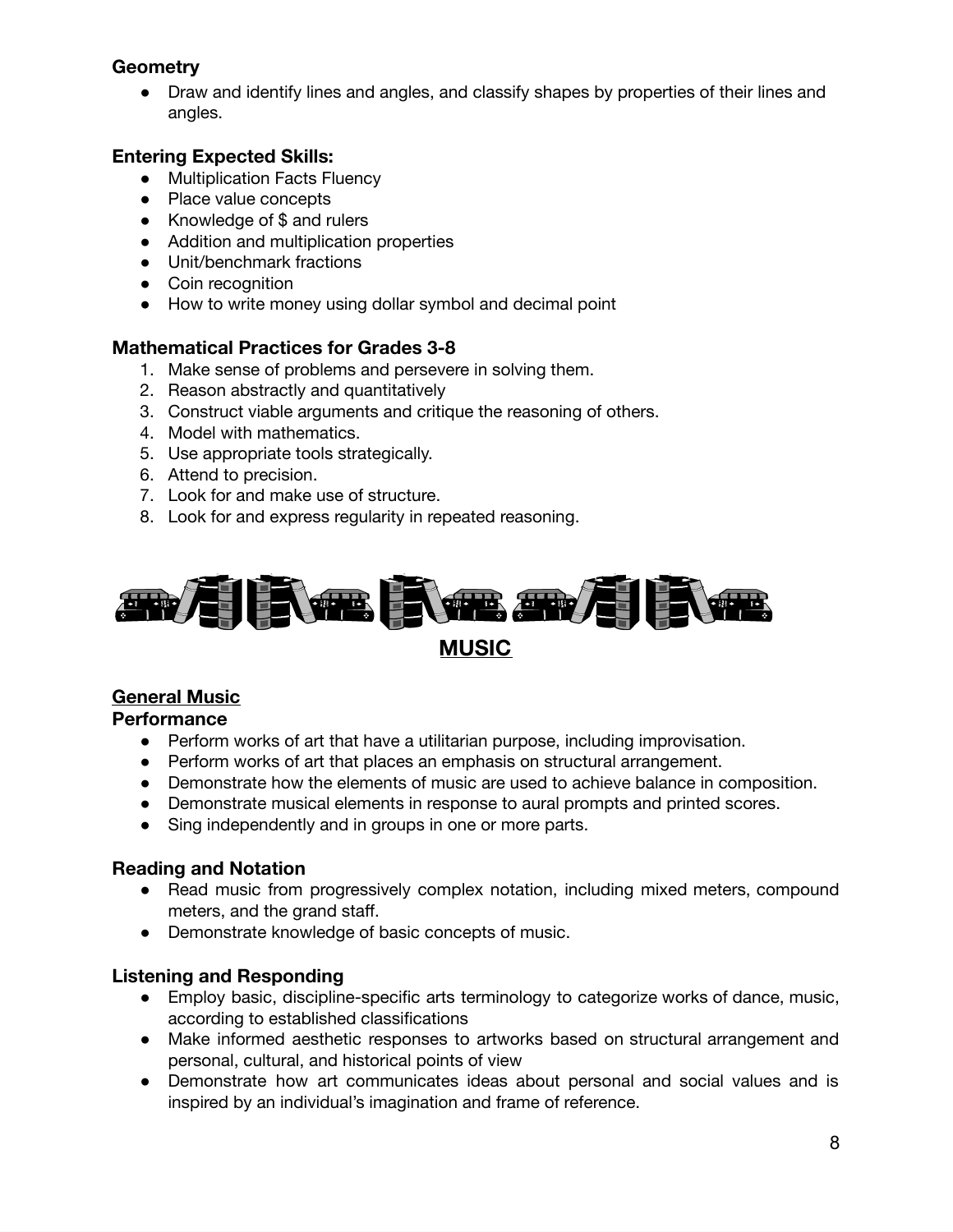### Geometry

- Draw and identify lines and angles, and classify shapes by properties of their lines and angles.

### Entering Expected Skills:

- Multiplication Facts Fluency
- Place value concepts
- Knowledge of $ and rulers
- Addition and multiplication properties
- Unit/benchmark fractions
- Coin recognition
- How to write money using dollar symbol and decimal point

### Mathematical Practices for Grades 3-8

1. Make sense of problems and persevere in solving them.
2. Reason abstractly and quantitatively
3. Construct viable arguments and critique the reasoning of others.
4. Model with mathematics.
5. Use appropriate tools strategically.
6. Attend to precision.
7. Look for and make use of structure.
8. Look for and express regularity in repeated reasoning.

## MUSIC

### General Music

### Performance

- Perform works of art that have a utilitarian purpose, including improvisation.
- Perform works of art that places an emphasis on structural arrangement.
- Demonstrate how the elements of music are used to achieve balance in composition.
- Demonstrate musical elements in response to aural prompts and printed scores.
- Sing independently and in groups in one or more parts.

### Reading and Notation

- Read music from progressively complex notation, including mixed meters, compound meters, and the grand staff.
- Demonstrate knowledge of basic concepts of music.

### Listening and Responding

- Employ basic, discipline-specific arts terminology to categorize works of dance, music, according to established classifications
- Make informed aesthetic responses to artworks based on structural arrangement and personal, cultural, and historical points of view
- Demonstrate how art communicates ideas about personal and social values and is inspired by an individual's imagination and frame of reference.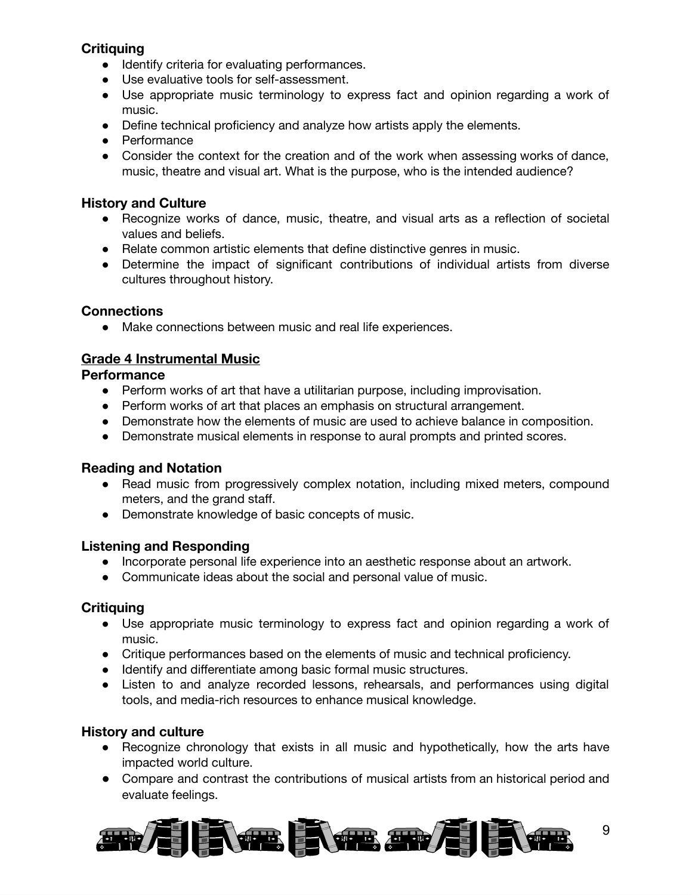### Critiquing

- Identify criteria for evaluating performances.
- Use evaluative tools for self-assessment.
- Use appropriate music terminology to express fact and opinion regarding a work of music.
- Define technical proficiency and analyze how artists apply the elements.
- Performance
- Consider the context for the creation and of the work when assessing works of dance, music, theatre and visual art. What is the purpose, who is the intended audience?

### History and Culture

- Recognize works of dance, music, theatre, and visual arts as a reflection of societal values and beliefs.
- Relate common artistic elements that define distinctive genres in music.
- Determine the impact of significant contributions of individual artists from diverse cultures throughout history.

### Connections

- Make connections between music and real life experiences.

## <u>Grade 4 Instrumental Music</u>

### Performance

- Perform works of art that have a utilitarian purpose, including improvisation.
- Perform works of art that places an emphasis on structural arrangement.
- Demonstrate how the elements of music are used to achieve balance in composition.
- Demonstrate musical elements in response to aural prompts and printed scores.

### Reading and Notation

- Read music from progressively complex notation, including mixed meters, compound meters, and the grand staff.
- Demonstrate knowledge of basic concepts of music.

### Listening and Responding

- Incorporate personal life experience into an aesthetic response about an artwork.
- Communicate ideas about the social and personal value of music.

### Critiquing

- Use appropriate music terminology to express fact and opinion regarding a work of music.
- Critique performances based on the elements of music and technical proficiency.
- Identify and differentiate among basic formal music structures.
- Listen to and analyze recorded lessons, rehearsals, and performances using digital tools, and media-rich resources to enhance musical knowledge.

### History and culture

- Recognize chronology that exists in all music and hypothetically, how the arts have impacted world culture.
- Compare and contrast the contributions of musical artists from an historical period and evaluate feelings.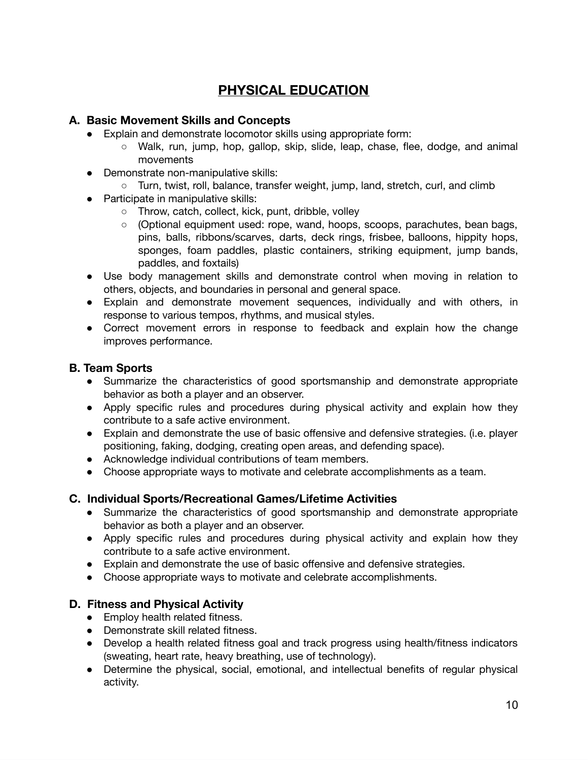# PHYSICAL EDUCATION

## A. Basic Movement Skills and Concepts

- Explain and demonstrate locomotor skills using appropriate form:
  - Walk, run, jump, hop, gallop, skip, slide, leap, chase, flee, dodge, and animal movements
- Demonstrate non-manipulative skills:
  - Turn, twist, roll, balance, transfer weight, jump, land, stretch, curl, and climb
- Participate in manipulative skills:
  - Throw, catch, collect, kick, punt, dribble, volley
  - (Optional equipment used: rope, wand, hoops, scoops, parachutes, bean bags, pins, balls, ribbons/scarves, darts, deck rings, frisbee, balloons, hippity hops, sponges, foam paddles, plastic containers, striking equipment, jump bands, paddles, and foxtails)
- Use body management skills and demonstrate control when moving in relation to others, objects, and boundaries in personal and general space.
- Explain and demonstrate movement sequences, individually and with others, in response to various tempos, rhythms, and musical styles.
- Correct movement errors in response to feedback and explain how the change improves performance.

## B. Team Sports

- Summarize the characteristics of good sportsmanship and demonstrate appropriate behavior as both a player and an observer.
- Apply specific rules and procedures during physical activity and explain how they contribute to a safe active environment.
- Explain and demonstrate the use of basic offensive and defensive strategies. (i.e. player positioning, faking, dodging, creating open areas, and defending space).
- Acknowledge individual contributions of team members.
- Choose appropriate ways to motivate and celebrate accomplishments as a team.

## C. Individual Sports/Recreational Games/Lifetime Activities

- Summarize the characteristics of good sportsmanship and demonstrate appropriate behavior as both a player and an observer.
- Apply specific rules and procedures during physical activity and explain how they contribute to a safe active environment.
- Explain and demonstrate the use of basic offensive and defensive strategies.
- Choose appropriate ways to motivate and celebrate accomplishments.

## D. Fitness and Physical Activity

- Employ health related fitness.
- Demonstrate skill related fitness.
- Develop a health related fitness goal and track progress using health/fitness indicators (sweating, heart rate, heavy breathing, use of technology).
- Determine the physical, social, emotional, and intellectual benefits of regular physical activity.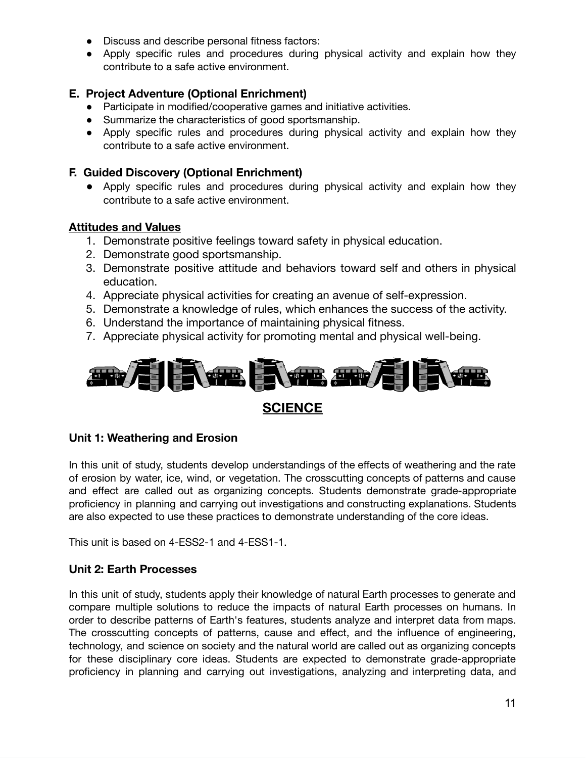- Discuss and describe personal fitness factors:
- Apply specific rules and procedures during physical activity and explain how they contribute to a safe active environment.

### E. Project Adventure (Optional Enrichment)

- Participate in modified/cooperative games and initiative activities.
- Summarize the characteristics of good sportsmanship.
- Apply specific rules and procedures during physical activity and explain how they contribute to a safe active environment.

### F. Guided Discovery (Optional Enrichment)

- Apply specific rules and procedures during physical activity and explain how they contribute to a safe active environment.

### Attitudes and Values

1. Demonstrate positive feelings toward safety in physical education.
2. Demonstrate good sportsmanship.
3. Demonstrate positive attitude and behaviors toward self and others in physical education.
4. Appreciate physical activities for creating an avenue of self-expression.
5. Demonstrate a knowledge of rules, which enhances the success of the activity.
6. Understand the importance of maintaining physical fitness.
7. Appreciate physical activity for promoting mental and physical well-being.

## SCIENCE

### Unit 1: Weathering and Erosion

In this unit of study, students develop understandings of the effects of weathering and the rate of erosion by water, ice, wind, or vegetation. The crosscutting concepts of patterns and cause and effect are called out as organizing concepts. Students demonstrate grade-appropriate proficiency in planning and carrying out investigations and constructing explanations. Students are also expected to use these practices to demonstrate understanding of the core ideas.

This unit is based on 4-ESS2-1 and 4-ESS1-1.

### Unit 2: Earth Processes

In this unit of study, students apply their knowledge of natural Earth processes to generate and compare multiple solutions to reduce the impacts of natural Earth processes on humans. In order to describe patterns of Earth's features, students analyze and interpret data from maps. The crosscutting concepts of patterns, cause and effect, and the influence of engineering, technology, and science on society and the natural world are called out as organizing concepts for these disciplinary core ideas. Students are expected to demonstrate grade-appropriate proficiency in planning and carrying out investigations, analyzing and interpreting data, and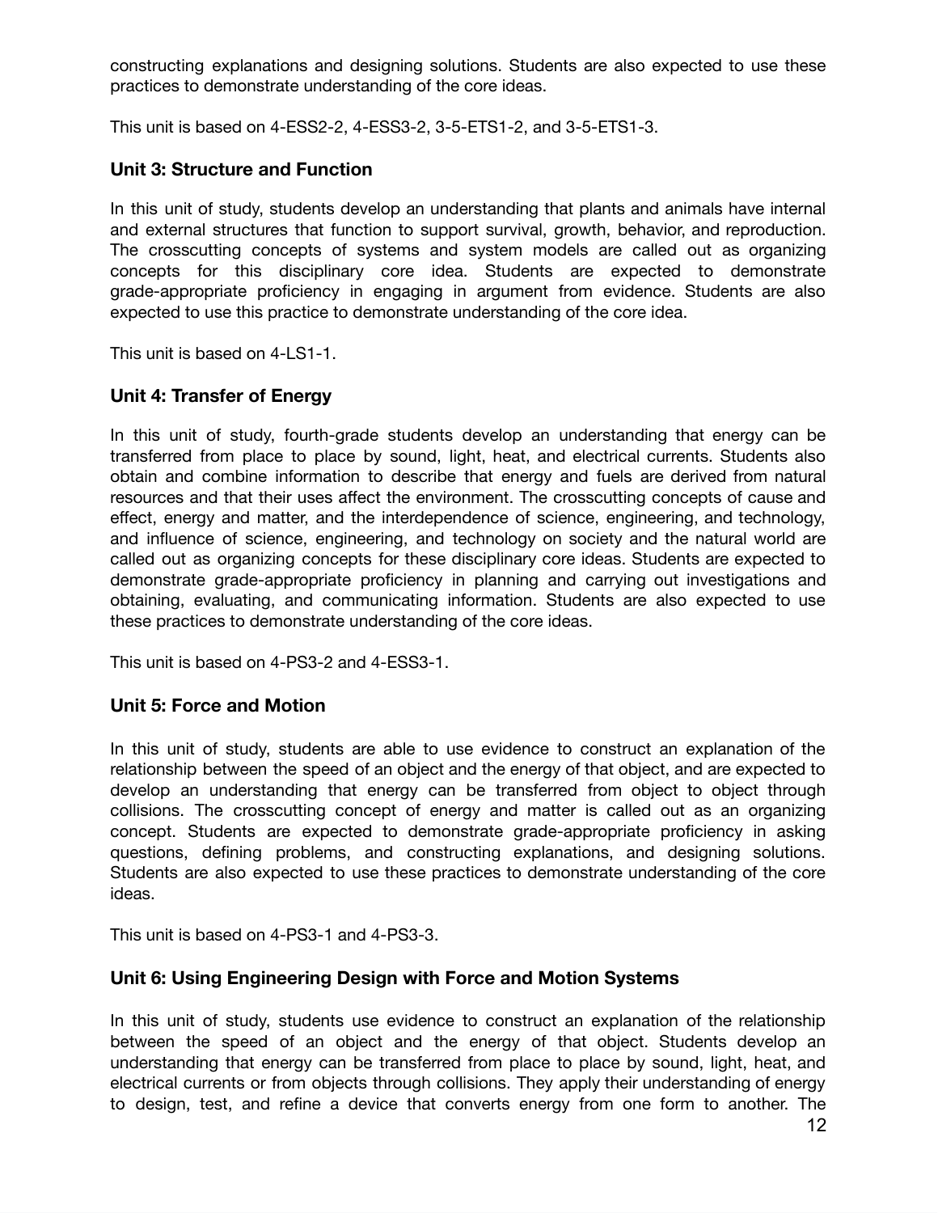constructing explanations and designing solutions. Students are also expected to use these practices to demonstrate understanding of the core ideas.

This unit is based on 4-ESS2-2, 4-ESS3-2, 3-5-ETS1-2, and 3-5-ETS1-3.

### Unit 3: Structure and Function

In this unit of study, students develop an understanding that plants and animals have internal and external structures that function to support survival, growth, behavior, and reproduction. The crosscutting concepts of systems and system models are called out as organizing concepts for this disciplinary core idea. Students are expected to demonstrate grade-appropriate proficiency in engaging in argument from evidence. Students are also expected to use this practice to demonstrate understanding of the core idea.

This unit is based on 4-LS1-1.

### Unit 4: Transfer of Energy

In this unit of study, fourth-grade students develop an understanding that energy can be transferred from place to place by sound, light, heat, and electrical currents. Students also obtain and combine information to describe that energy and fuels are derived from natural resources and that their uses affect the environment. The crosscutting concepts of cause and effect, energy and matter, and the interdependence of science, engineering, and technology, and influence of science, engineering, and technology on society and the natural world are called out as organizing concepts for these disciplinary core ideas. Students are expected to demonstrate grade-appropriate proficiency in planning and carrying out investigations and obtaining, evaluating, and communicating information. Students are also expected to use these practices to demonstrate understanding of the core ideas.

This unit is based on 4-PS3-2 and 4-ESS3-1.

### Unit 5: Force and Motion

In this unit of study, students are able to use evidence to construct an explanation of the relationship between the speed of an object and the energy of that object, and are expected to develop an understanding that energy can be transferred from object to object through collisions. The crosscutting concept of energy and matter is called out as an organizing concept. Students are expected to demonstrate grade-appropriate proficiency in asking questions, defining problems, and constructing explanations, and designing solutions. Students are also expected to use these practices to demonstrate understanding of the core ideas.

This unit is based on 4-PS3-1 and 4-PS3-3.

### Unit 6: Using Engineering Design with Force and Motion Systems

In this unit of study, students use evidence to construct an explanation of the relationship between the speed of an object and the energy of that object. Students develop an understanding that energy can be transferred from place to place by sound, light, heat, and electrical currents or from objects through collisions. They apply their understanding of energy to design, test, and refine a device that converts energy from one form to another. The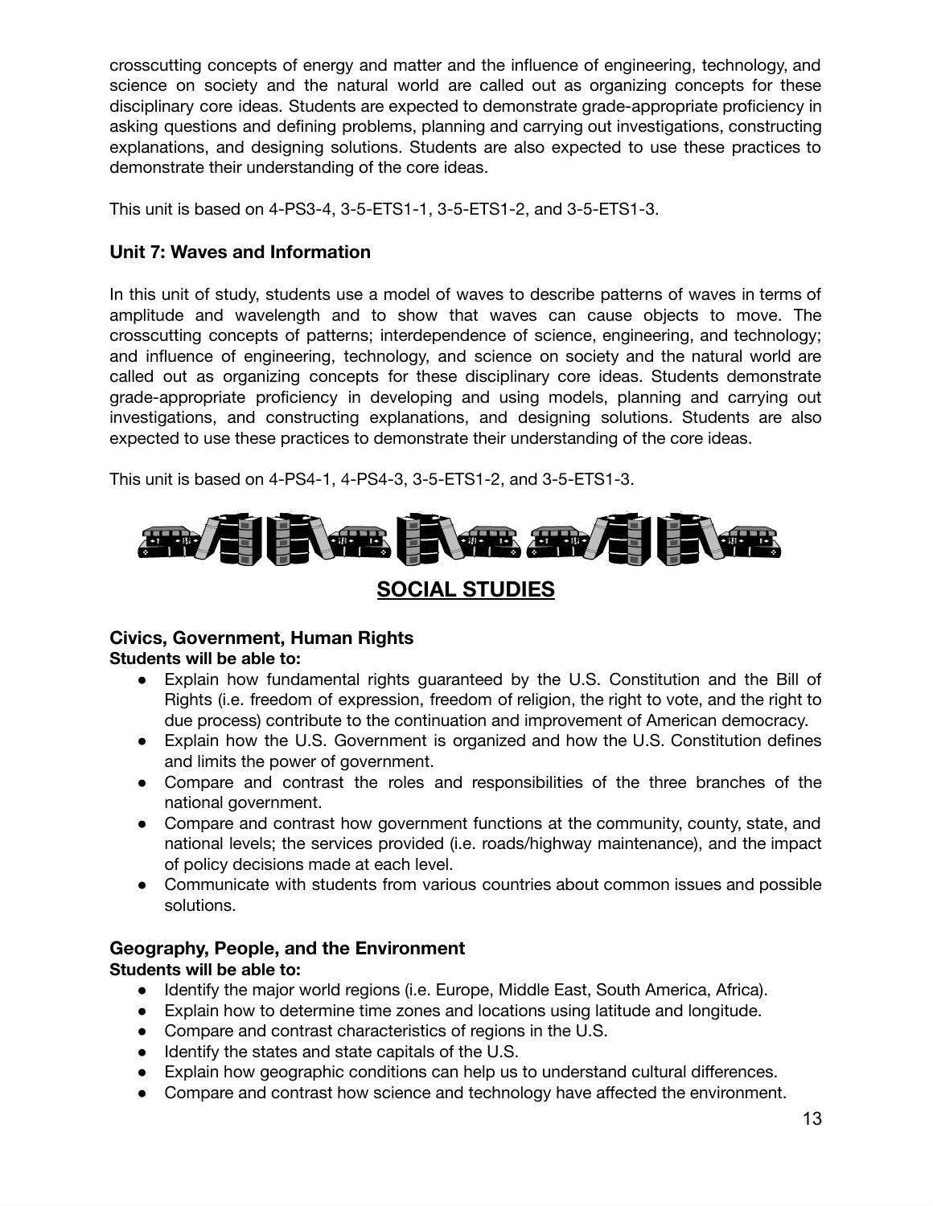crosscutting concepts of energy and matter and the influence of engineering, technology, and science on society and the natural world are called out as organizing concepts for these disciplinary core ideas. Students are expected to demonstrate grade-appropriate proficiency in asking questions and defining problems, planning and carrying out investigations, constructing explanations, and designing solutions. Students are also expected to use these practices to demonstrate their understanding of the core ideas.

This unit is based on 4-PS3-4, 3-5-ETS1-1, 3-5-ETS1-2, and 3-5-ETS1-3.

### Unit 7: Waves and Information

In this unit of study, students use a model of waves to describe patterns of waves in terms of amplitude and wavelength and to show that waves can cause objects to move. The crosscutting concepts of patterns; interdependence of science, engineering, and technology; and influence of engineering, technology, and science on society and the natural world are called out as organizing concepts for these disciplinary core ideas. Students demonstrate grade-appropriate proficiency in developing and using models, planning and carrying out investigations, and constructing explanations, and designing solutions. Students are also expected to use these practices to demonstrate their understanding of the core ideas.

This unit is based on 4-PS4-1, 4-PS4-3, 3-5-ETS1-2, and 3-5-ETS1-3.

## SOCIAL STUDIES

### Civics, Government, Human Rights

**Students will be able to:**

- Explain how fundamental rights guaranteed by the U.S. Constitution and the Bill of Rights (i.e. freedom of expression, freedom of religion, the right to vote, and the right to due process) contribute to the continuation and improvement of American democracy.
- Explain how the U.S. Government is organized and how the U.S. Constitution defines and limits the power of government.
- Compare and contrast the roles and responsibilities of the three branches of the national government.
- Compare and contrast how government functions at the community, county, state, and national levels; the services provided (i.e. roads/highway maintenance), and the impact of policy decisions made at each level.
- Communicate with students from various countries about common issues and possible solutions.

### Geography, People, and the Environment

**Students will be able to:**

- Identify the major world regions (i.e. Europe, Middle East, South America, Africa).
- Explain how to determine time zones and locations using latitude and longitude.
- Compare and contrast characteristics of regions in the U.S.
- Identify the states and state capitals of the U.S.
- Explain how geographic conditions can help us to understand cultural differences.
- Compare and contrast how science and technology have affected the environment.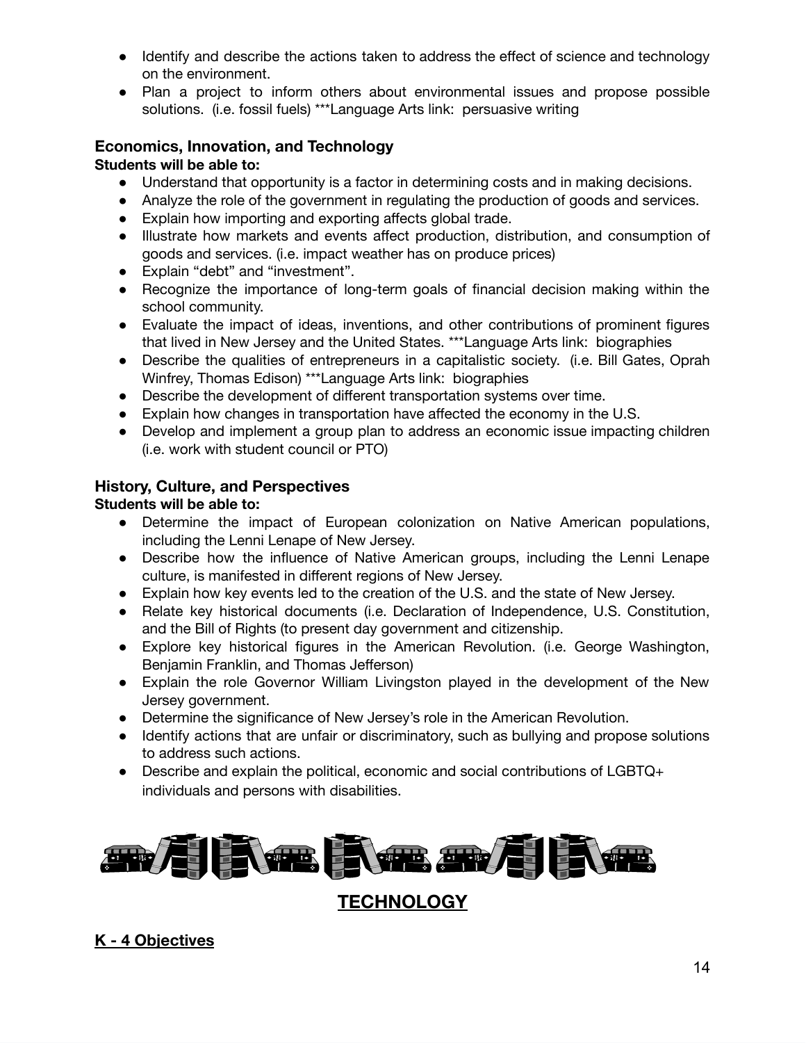- Identify and describe the actions taken to address the effect of science and technology on the environment.
- Plan a project to inform others about environmental issues and propose possible solutions. (i.e. fossil fuels) ***Language Arts link: persuasive writing

### Economics, Innovation, and Technology

**Students will be able to:**

- Understand that opportunity is a factor in determining costs and in making decisions.
- Analyze the role of the government in regulating the production of goods and services.
- Explain how importing and exporting affects global trade.
- Illustrate how markets and events affect production, distribution, and consumption of goods and services. (i.e. impact weather has on produce prices)
- Explain "debt" and "investment".
- Recognize the importance of long-term goals of financial decision making within the school community.
- Evaluate the impact of ideas, inventions, and other contributions of prominent figures that lived in New Jersey and the United States. ***Language Arts link: biographies
- Describe the qualities of entrepreneurs in a capitalistic society. (i.e. Bill Gates, Oprah Winfrey, Thomas Edison) ***Language Arts link: biographies
- Describe the development of different transportation systems over time.
- Explain how changes in transportation have affected the economy in the U.S.
- Develop and implement a group plan to address an economic issue impacting children (i.e. work with student council or PTO)

### History, Culture, and Perspectives

**Students will be able to:**

- Determine the impact of European colonization on Native American populations, including the Lenni Lenape of New Jersey.
- Describe how the influence of Native American groups, including the Lenni Lenape culture, is manifested in different regions of New Jersey.
- Explain how key events led to the creation of the U.S. and the state of New Jersey.
- Relate key historical documents (i.e. Declaration of Independence, U.S. Constitution, and the Bill of Rights (to present day government and citizenship.
- Explore key historical figures in the American Revolution. (i.e. George Washington, Benjamin Franklin, and Thomas Jefferson)
- Explain the role Governor William Livingston played in the development of the New Jersey government.
- Determine the significance of New Jersey's role in the American Revolution.
- Identify actions that are unfair or discriminatory, such as bullying and propose solutions to address such actions.
- Describe and explain the political, economic and social contributions of LGBTQ+ individuals and persons with disabilities.

## TECHNOLOGY

### K - 4 Objectives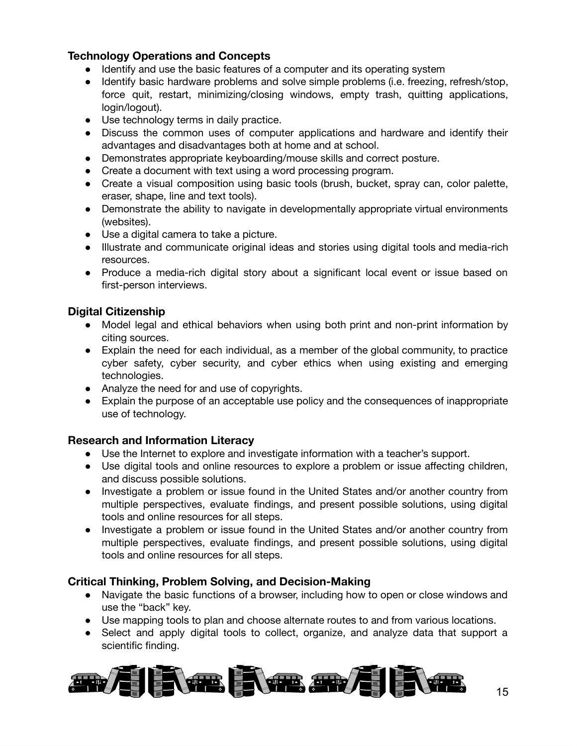### Technology Operations and Concepts

- Identify and use the basic features of a computer and its operating system
- Identify basic hardware problems and solve simple problems (i.e. freezing, refresh/stop, force quit, restart, minimizing/closing windows, empty trash, quitting applications, login/logout).
- Use technology terms in daily practice.
- Discuss the common uses of computer applications and hardware and identify their advantages and disadvantages both at home and at school.
- Demonstrates appropriate keyboarding/mouse skills and correct posture.
- Create a document with text using a word processing program.
- Create a visual composition using basic tools (brush, bucket, spray can, color palette, eraser, shape, line and text tools).
- Demonstrate the ability to navigate in developmentally appropriate virtual environments (websites).
- Use a digital camera to take a picture.
- Illustrate and communicate original ideas and stories using digital tools and media-rich resources.
- Produce a media-rich digital story about a significant local event or issue based on first-person interviews.

### Digital Citizenship

- Model legal and ethical behaviors when using both print and non-print information by citing sources.
- Explain the need for each individual, as a member of the global community, to practice cyber safety, cyber security, and cyber ethics when using existing and emerging technologies.
- Analyze the need for and use of copyrights.
- Explain the purpose of an acceptable use policy and the consequences of inappropriate use of technology.

### Research and Information Literacy

- Use the Internet to explore and investigate information with a teacher's support.
- Use digital tools and online resources to explore a problem or issue affecting children, and discuss possible solutions.
- Investigate a problem or issue found in the United States and/or another country from multiple perspectives, evaluate findings, and present possible solutions, using digital tools and online resources for all steps.
- Investigate a problem or issue found in the United States and/or another country from multiple perspectives, evaluate findings, and present possible solutions, using digital tools and online resources for all steps.

### Critical Thinking, Problem Solving, and Decision-Making

- Navigate the basic functions of a browser, including how to open or close windows and use the "back" key.
- Use mapping tools to plan and choose alternate routes to and from various locations.
- Select and apply digital tools to collect, organize, and analyze data that support a scientific finding.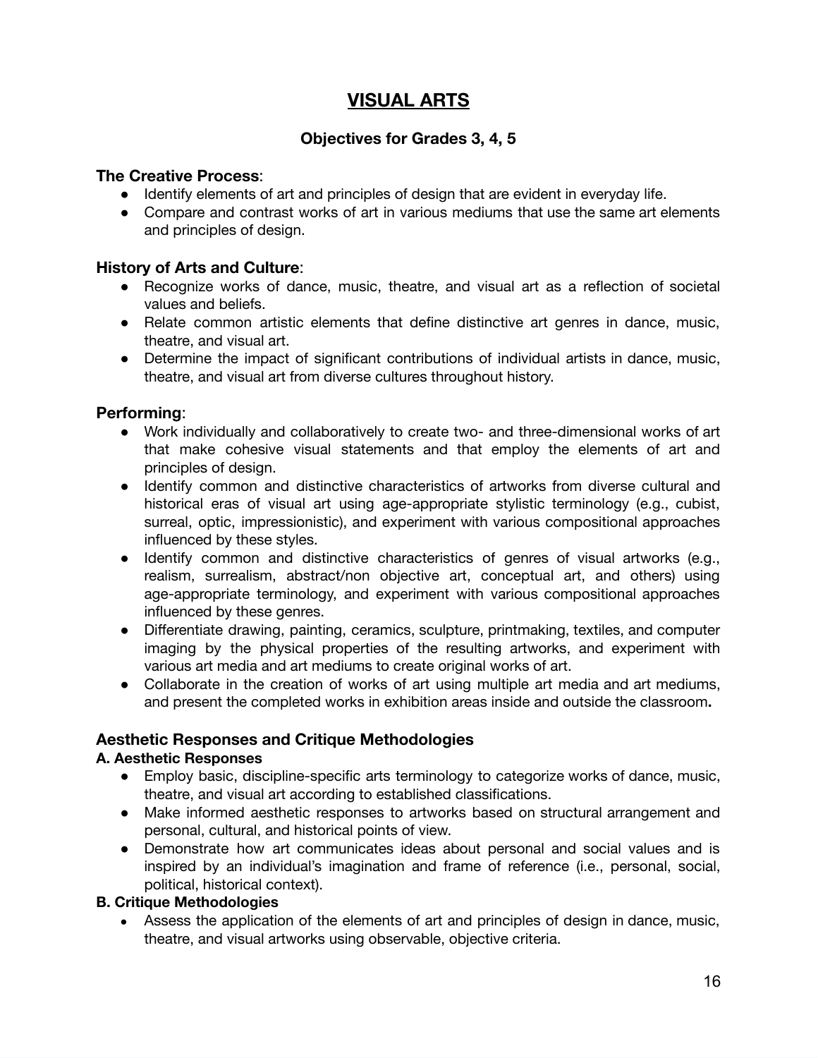# VISUAL ARTS

### Objectives for Grades 3, 4, 5

## The Creative Process:

- Identify elements of art and principles of design that are evident in everyday life.
- Compare and contrast works of art in various mediums that use the same art elements and principles of design.

## History of Arts and Culture:

- Recognize works of dance, music, theatre, and visual art as a reflection of societal values and beliefs.
- Relate common artistic elements that define distinctive art genres in dance, music, theatre, and visual art.
- Determine the impact of significant contributions of individual artists in dance, music, theatre, and visual art from diverse cultures throughout history.

## Performing:

- Work individually and collaboratively to create two- and three-dimensional works of art that make cohesive visual statements and that employ the elements of art and principles of design.
- Identify common and distinctive characteristics of artworks from diverse cultural and historical eras of visual art using age-appropriate stylistic terminology (e.g., cubist, surreal, optic, impressionistic), and experiment with various compositional approaches influenced by these styles.
- Identify common and distinctive characteristics of genres of visual artworks (e.g., realism, surrealism, abstract/non objective art, conceptual art, and others) using age-appropriate terminology, and experiment with various compositional approaches influenced by these genres.
- Differentiate drawing, painting, ceramics, sculpture, printmaking, textiles, and computer imaging by the physical properties of the resulting artworks, and experiment with various art media and art mediums to create original works of art.
- Collaborate in the creation of works of art using multiple art media and art mediums, and present the completed works in exhibition areas inside and outside the classroom.

## Aesthetic Responses and Critique Methodologies

### A. Aesthetic Responses

- Employ basic, discipline-specific arts terminology to categorize works of dance, music, theatre, and visual art according to established classifications.
- Make informed aesthetic responses to artworks based on structural arrangement and personal, cultural, and historical points of view.
- Demonstrate how art communicates ideas about personal and social values and is inspired by an individual's imagination and frame of reference (i.e., personal, social, political, historical context).

### B. Critique Methodologies

- Assess the application of the elements of art and principles of design in dance, music, theatre, and visual artworks using observable, objective criteria.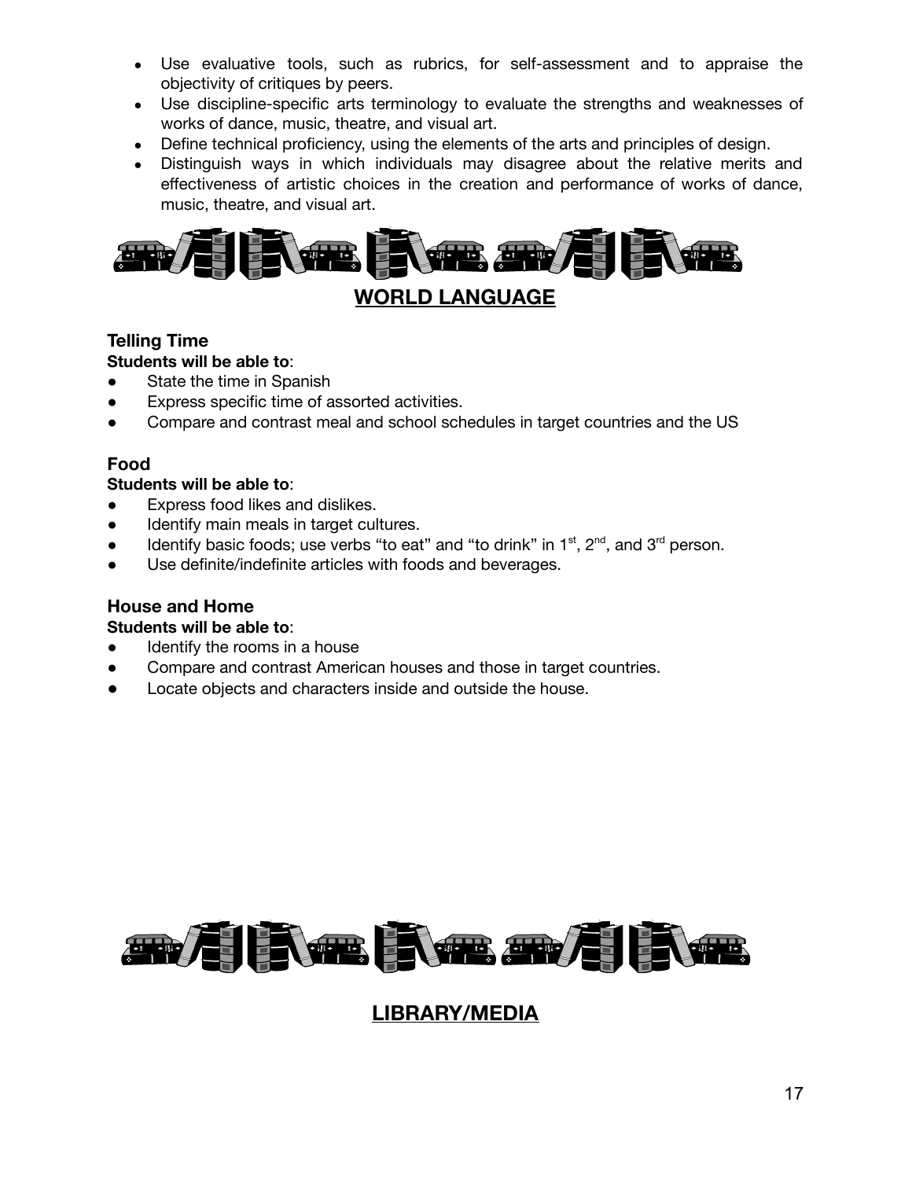- Use evaluative tools, such as rubrics, for self-assessment and to appraise the objectivity of critiques by peers.
- Use discipline-specific arts terminology to evaluate the strengths and weaknesses of works of dance, music, theatre, and visual art.
- Define technical proficiency, using the elements of the arts and principles of design.
- Distinguish ways in which individuals may disagree about the relative merits and effectiveness of artistic choices in the creation and performance of works of dance, music, theatre, and visual art.

## WORLD LANGUAGE

### Telling Time

**Students will be able to**:

- State the time in Spanish
- Express specific time of assorted activities.
- Compare and contrast meal and school schedules in target countries and the US

### Food

**Students will be able to**:

- Express food likes and dislikes.
- Identify main meals in target cultures.
- Identify basic foods; use verbs "to eat" and "to drink" in 1st, 2nd, and 3rd person.
- Use definite/indefinite articles with foods and beverages.

### House and Home

**Students will be able to**:

- Identify the rooms in a house
- Compare and contrast American houses and those in target countries.
- Locate objects and characters inside and outside the house.

## LIBRARY/MEDIA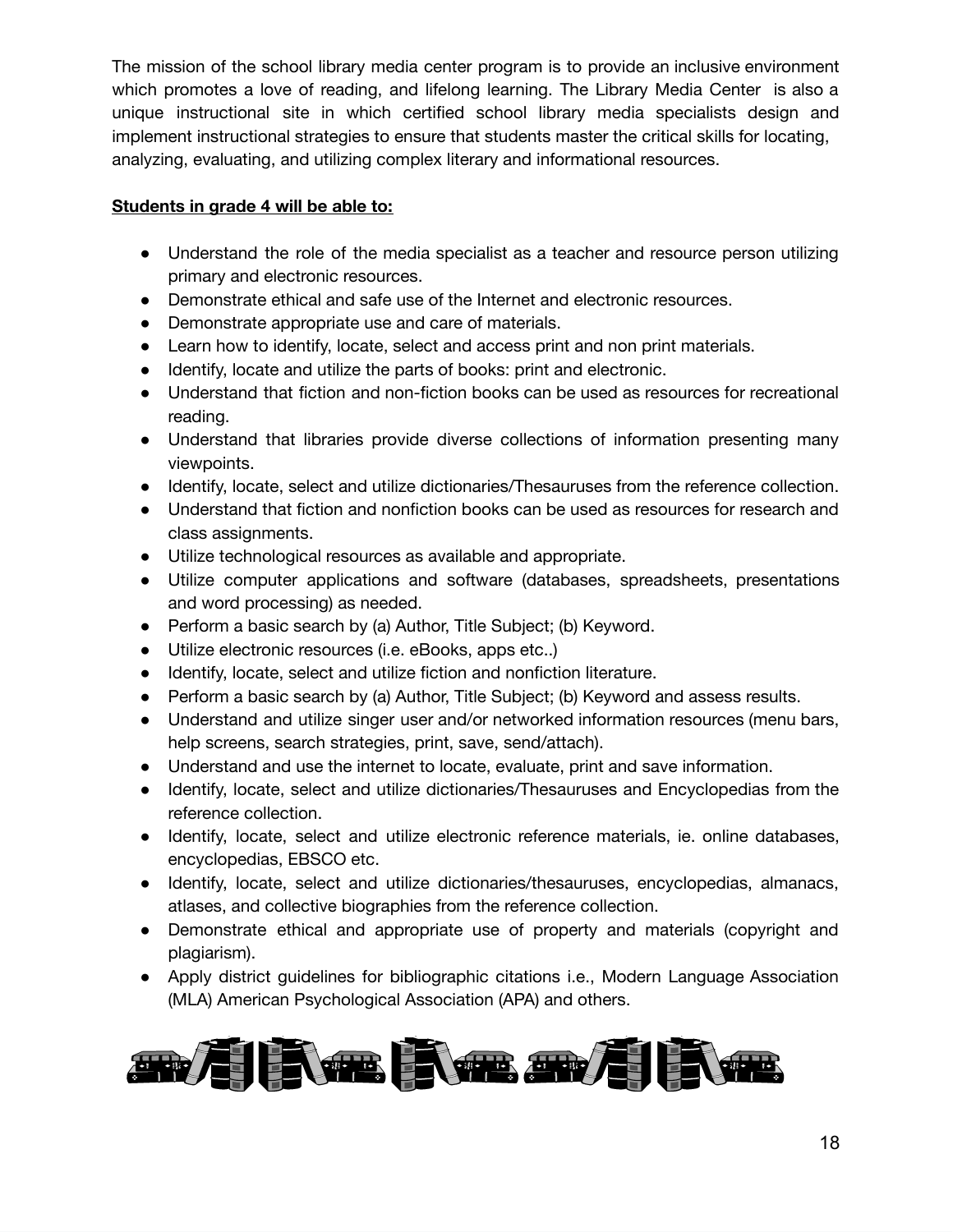The mission of the school library media center program is to provide an inclusive environment which promotes a love of reading, and lifelong learning. The Library Media Center is also a unique instructional site in which certified school library media specialists design and implement instructional strategies to ensure that students master the critical skills for locating, analyzing, evaluating, and utilizing complex literary and informational resources.

**Students in grade 4 will be able to:**

- Understand the role of the media specialist as a teacher and resource person utilizing primary and electronic resources.
- Demonstrate ethical and safe use of the Internet and electronic resources.
- Demonstrate appropriate use and care of materials.
- Learn how to identify, locate, select and access print and non print materials.
- Identify, locate and utilize the parts of books: print and electronic.
- Understand that fiction and non-fiction books can be used as resources for recreational reading.
- Understand that libraries provide diverse collections of information presenting many viewpoints.
- Identify, locate, select and utilize dictionaries/Thesauruses from the reference collection.
- Understand that fiction and nonfiction books can be used as resources for research and class assignments.
- Utilize technological resources as available and appropriate.
- Utilize computer applications and software (databases, spreadsheets, presentations and word processing) as needed.
- Perform a basic search by (a) Author, Title Subject; (b) Keyword.
- Utilize electronic resources (i.e. eBooks, apps etc..)
- Identify, locate, select and utilize fiction and nonfiction literature.
- Perform a basic search by (a) Author, Title Subject; (b) Keyword and assess results.
- Understand and utilize singer user and/or networked information resources (menu bars, help screens, search strategies, print, save, send/attach).
- Understand and use the internet to locate, evaluate, print and save information.
- Identify, locate, select and utilize dictionaries/Thesauruses and Encyclopedias from the reference collection.
- Identify, locate, select and utilize electronic reference materials, ie. online databases, encyclopedias, EBSCO etc.
- Identify, locate, select and utilize dictionaries/thesauruses, encyclopedias, almanacs, atlases, and collective biographies from the reference collection.
- Demonstrate ethical and appropriate use of property and materials (copyright and plagiarism).
- Apply district guidelines for bibliographic citations i.e., Modern Language Association (MLA) American Psychological Association (APA) and others.